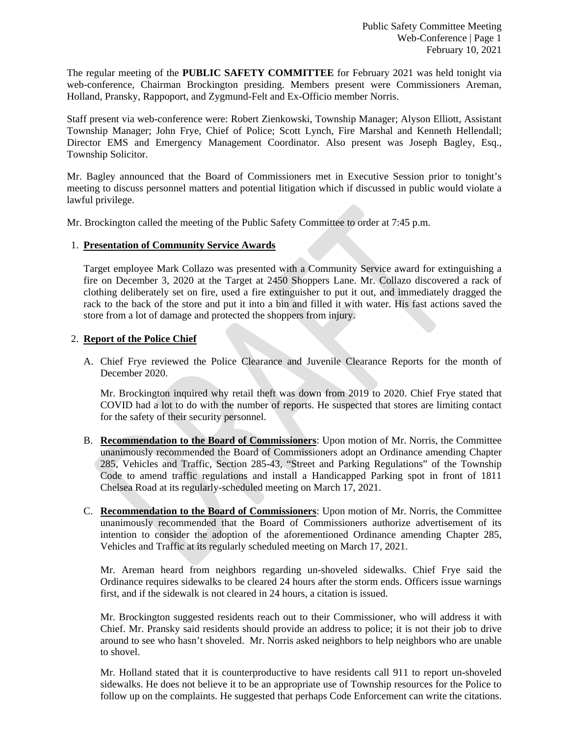The regular meeting of the **PUBLIC SAFETY COMMITTEE** for February 2021 was held tonight via web-conference, Chairman Brockington presiding. Members present were Commissioners Areman, Holland, Pransky, Rappoport, and Zygmund-Felt and Ex-Officio member Norris.

Staff present via web-conference were: Robert Zienkowski, Township Manager; Alyson Elliott, Assistant Township Manager; John Frye, Chief of Police; Scott Lynch, Fire Marshal and Kenneth Hellendall; Director EMS and Emergency Management Coordinator. Also present was Joseph Bagley, Esq., Township Solicitor.

Mr. Bagley announced that the Board of Commissioners met in Executive Session prior to tonight's meeting to discuss personnel matters and potential litigation which if discussed in public would violate a lawful privilege.

Mr. Brockington called the meeting of the Public Safety Committee to order at 7:45 p.m.

1. **Presentation of Community Service Awards**

   Target employee Mark Collazo was presented with a Community Service award for extinguishing a fire on December 3, 2020 at the Target at 2450 Shoppers Lane. Mr. Collazo discovered a rack of clothing deliberately set on fire, used a fire extinguisher to put it out, and immediately dragged the rack to the back of the store and put it into a bin and filled it with water. His fast actions saved the store from a lot of damage and protected the shoppers from injury.

2. **Report of the Police Chief**

   A. Chief Frye reviewed the Police Clearance and Juvenile Clearance Reports for the month of December 2020.

      Mr. Brockington inquired why retail theft was down from 2019 to 2020. Chief Frye stated that COVID had a lot to do with the number of reports. He suspected that stores are limiting contact for the safety of their security personnel.

   B. **Recommendation to the Board of Commissioners**: Upon motion of Mr. Norris, the Committee unanimously recommended the Board of Commissioners adopt an Ordinance amending Chapter 285, Vehicles and Traffic, Section 285-43, "Street and Parking Regulations" of the Township Code to amend traffic regulations and install a Handicapped Parking spot in front of 1811 Chelsea Road at its regularly-scheduled meeting on March 17, 2021.

   C. **Recommendation to the Board of Commissioners**: Upon motion of Mr. Norris, the Committee unanimously recommended that the Board of Commissioners authorize advertisement of its intention to consider the adoption of the aforementioned Ordinance amending Chapter 285, Vehicles and Traffic at its regularly scheduled meeting on March 17, 2021.

      Mr. Areman heard from neighbors regarding un-shoveled sidewalks. Chief Frye said the Ordinance requires sidewalks to be cleared 24 hours after the storm ends. Officers issue warnings first, and if the sidewalk is not cleared in 24 hours, a citation is issued.

      Mr. Brockington suggested residents reach out to their Commissioner, who will address it with Chief. Mr. Pransky said residents should provide an address to police; it is not their job to drive around to see who hasn't shoveled. Mr. Norris asked neighbors to help neighbors who are unable to shovel.

      Mr. Holland stated that it is counterproductive to have residents call 911 to report un-shoveled sidewalks. He does not believe it to be an appropriate use of Township resources for the Police to follow up on the complaints. He suggested that perhaps Code Enforcement can write the citations.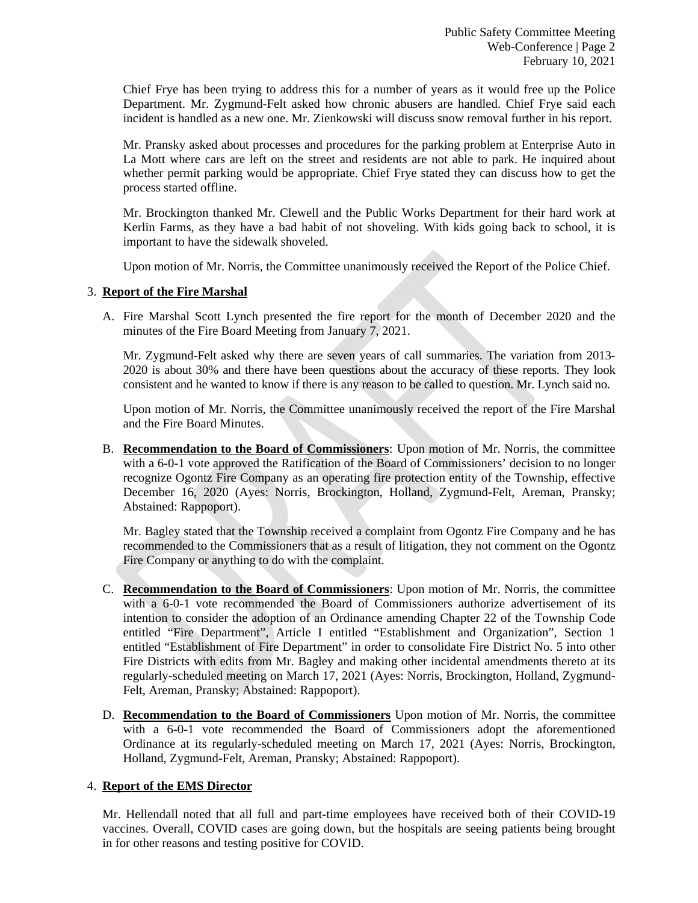Chief Frye has been trying to address this for a number of years as it would free up the Police Department. Mr. Zygmund-Felt asked how chronic abusers are handled. Chief Frye said each incident is handled as a new one. Mr. Zienkowski will discuss snow removal further in his report.

Mr. Pransky asked about processes and procedures for the parking problem at Enterprise Auto in La Mott where cars are left on the street and residents are not able to park. He inquired about whether permit parking would be appropriate. Chief Frye stated they can discuss how to get the process started offline.

Mr. Brockington thanked Mr. Clewell and the Public Works Department for their hard work at Kerlin Farms, as they have a bad habit of not shoveling. With kids going back to school, it is important to have the sidewalk shoveled.

Upon motion of Mr. Norris, the Committee unanimously received the Report of the Police Chief.

3. **Report of the Fire Marshal**

   A. Fire Marshal Scott Lynch presented the fire report for the month of December 2020 and the minutes of the Fire Board Meeting from January 7, 2021.

   Mr. Zygmund-Felt asked why there are seven years of call summaries. The variation from 2013-2020 is about 30% and there have been questions about the accuracy of these reports. They look consistent and he wanted to know if there is any reason to be called to question. Mr. Lynch said no.

   Upon motion of Mr. Norris, the Committee unanimously received the report of the Fire Marshal and the Fire Board Minutes.

   B. **Recommendation to the Board of Commissioners**: Upon motion of Mr. Norris, the committee with a 6-0-1 vote approved the Ratification of the Board of Commissioners' decision to no longer recognize Ogontz Fire Company as an operating fire protection entity of the Township, effective December 16, 2020 (Ayes: Norris, Brockington, Holland, Zygmund-Felt, Areman, Pransky; Abstained: Rappoport).

   Mr. Bagley stated that the Township received a complaint from Ogontz Fire Company and he has recommended to the Commissioners that as a result of litigation, they not comment on the Ogontz Fire Company or anything to do with the complaint.

   C. **Recommendation to the Board of Commissioners**: Upon motion of Mr. Norris, the committee with a 6-0-1 vote recommended the Board of Commissioners authorize advertisement of its intention to consider the adoption of an Ordinance amending Chapter 22 of the Township Code entitled "Fire Department", Article I entitled "Establishment and Organization", Section 1 entitled "Establishment of Fire Department" in order to consolidate Fire District No. 5 into other Fire Districts with edits from Mr. Bagley and making other incidental amendments thereto at its regularly-scheduled meeting on March 17, 2021 (Ayes: Norris, Brockington, Holland, Zygmund-Felt, Areman, Pransky; Abstained: Rappoport).

   D. **Recommendation to the Board of Commissioners** Upon motion of Mr. Norris, the committee with a 6-0-1 vote recommended the Board of Commissioners adopt the aforementioned Ordinance at its regularly-scheduled meeting on March 17, 2021 (Ayes: Norris, Brockington, Holland, Zygmund-Felt, Areman, Pransky; Abstained: Rappoport).

4. **Report of the EMS Director**

   Mr. Hellendall noted that all full and part-time employees have received both of their COVID-19 vaccines. Overall, COVID cases are going down, but the hospitals are seeing patients being brought in for other reasons and testing positive for COVID.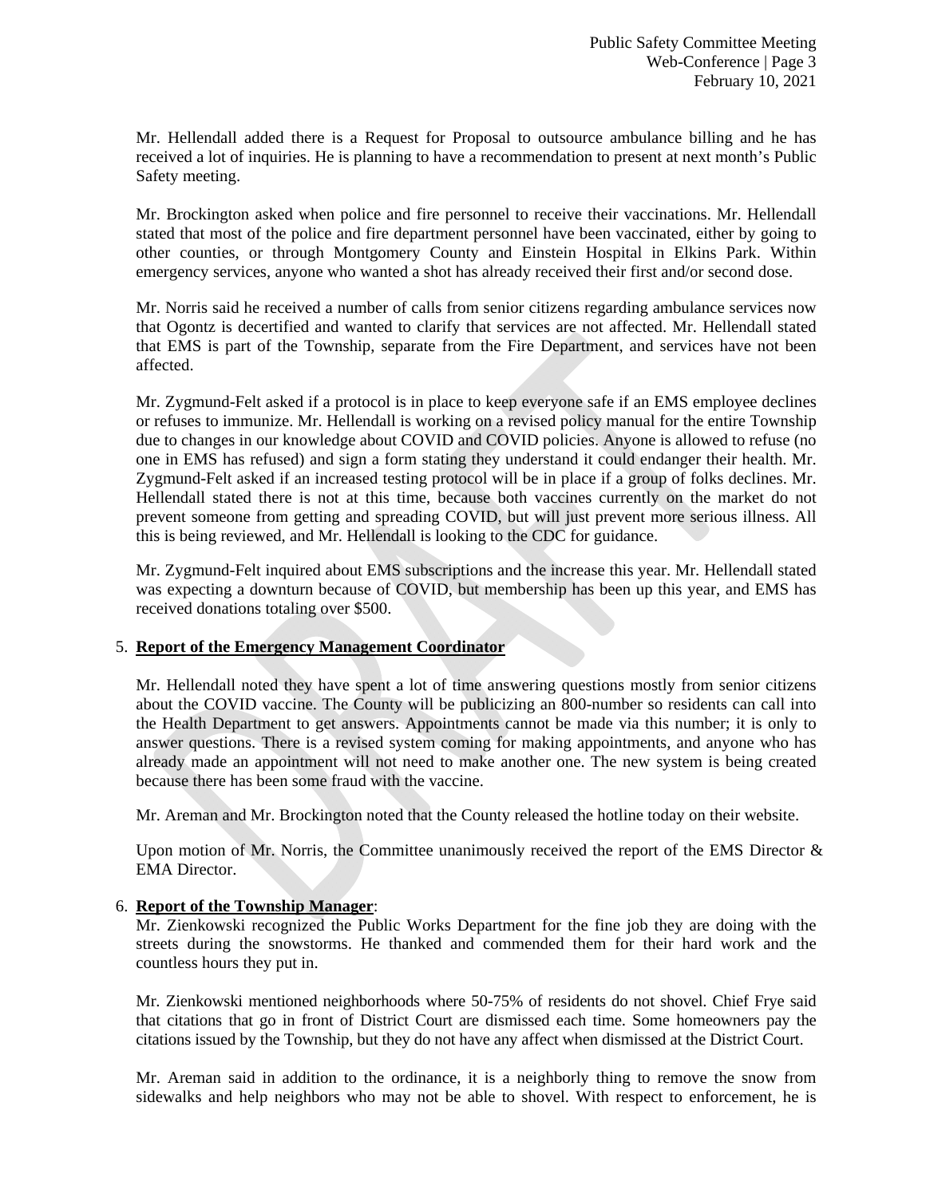Mr. Hellendall added there is a Request for Proposal to outsource ambulance billing and he has received a lot of inquiries. He is planning to have a recommendation to present at next month's Public Safety meeting.

Mr. Brockington asked when police and fire personnel to receive their vaccinations. Mr. Hellendall stated that most of the police and fire department personnel have been vaccinated, either by going to other counties, or through Montgomery County and Einstein Hospital in Elkins Park. Within emergency services, anyone who wanted a shot has already received their first and/or second dose.

Mr. Norris said he received a number of calls from senior citizens regarding ambulance services now that Ogontz is decertified and wanted to clarify that services are not affected. Mr. Hellendall stated that EMS is part of the Township, separate from the Fire Department, and services have not been affected.

Mr. Zygmund-Felt asked if a protocol is in place to keep everyone safe if an EMS employee declines or refuses to immunize. Mr. Hellendall is working on a revised policy manual for the entire Township due to changes in our knowledge about COVID and COVID policies. Anyone is allowed to refuse (no one in EMS has refused) and sign a form stating they understand it could endanger their health. Mr. Zygmund-Felt asked if an increased testing protocol will be in place if a group of folks declines. Mr. Hellendall stated there is not at this time, because both vaccines currently on the market do not prevent someone from getting and spreading COVID, but will just prevent more serious illness. All this is being reviewed, and Mr. Hellendall is looking to the CDC for guidance.

Mr. Zygmund-Felt inquired about EMS subscriptions and the increase this year. Mr. Hellendall stated was expecting a downturn because of COVID, but membership has been up this year, and EMS has received donations totaling over $500.

5. **Report of the Emergency Management Coordinator**

Mr. Hellendall noted they have spent a lot of time answering questions mostly from senior citizens about the COVID vaccine. The County will be publicizing an 800-number so residents can call into the Health Department to get answers. Appointments cannot be made via this number; it is only to answer questions. There is a revised system coming for making appointments, and anyone who has already made an appointment will not need to make another one. The new system is being created because there has been some fraud with the vaccine.

Mr. Areman and Mr. Brockington noted that the County released the hotline today on their website.

Upon motion of Mr. Norris, the Committee unanimously received the report of the EMS Director & EMA Director.

6. **Report of the Township Manager**:

Mr. Zienkowski recognized the Public Works Department for the fine job they are doing with the streets during the snowstorms. He thanked and commended them for their hard work and the countless hours they put in.

Mr. Zienkowski mentioned neighborhoods where 50-75% of residents do not shovel. Chief Frye said that citations that go in front of District Court are dismissed each time. Some homeowners pay the citations issued by the Township, but they do not have any affect when dismissed at the District Court.

Mr. Areman said in addition to the ordinance, it is a neighborly thing to remove the snow from sidewalks and help neighbors who may not be able to shovel. With respect to enforcement, he is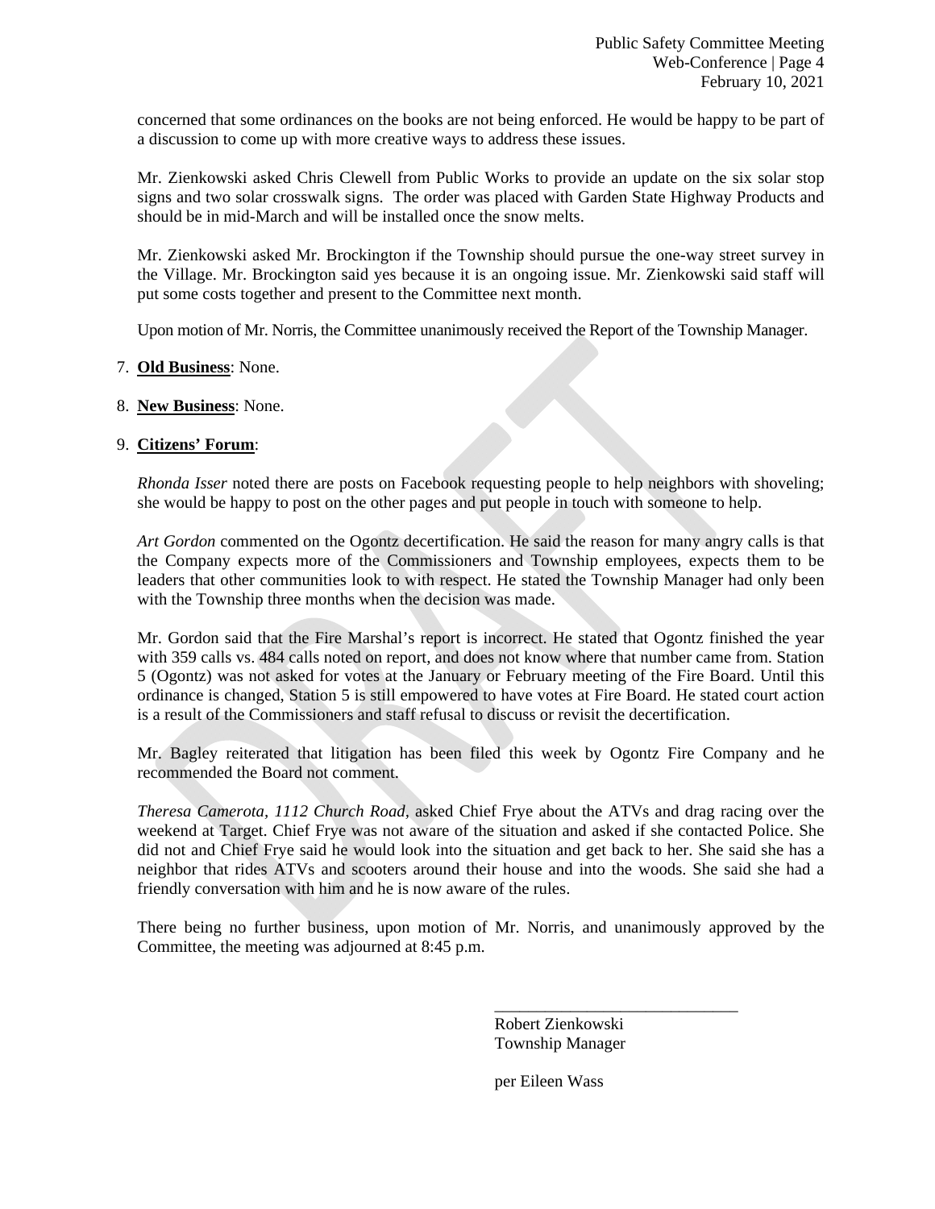concerned that some ordinances on the books are not being enforced. He would be happy to be part of a discussion to come up with more creative ways to address these issues.

Mr. Zienkowski asked Chris Clewell from Public Works to provide an update on the six solar stop signs and two solar crosswalk signs. The order was placed with Garden State Highway Products and should be in mid-March and will be installed once the snow melts.

Mr. Zienkowski asked Mr. Brockington if the Township should pursue the one-way street survey in the Village. Mr. Brockington said yes because it is an ongoing issue. Mr. Zienkowski said staff will put some costs together and present to the Committee next month.

Upon motion of Mr. Norris, the Committee unanimously received the Report of the Township Manager.

7. **Old Business**: None.

8. **New Business**: None.

9. **Citizens' Forum**:

*Rhonda Isser* noted there are posts on Facebook requesting people to help neighbors with shoveling; she would be happy to post on the other pages and put people in touch with someone to help.

*Art Gordon* commented on the Ogontz decertification. He said the reason for many angry calls is that the Company expects more of the Commissioners and Township employees, expects them to be leaders that other communities look to with respect. He stated the Township Manager had only been with the Township three months when the decision was made.

Mr. Gordon said that the Fire Marshal's report is incorrect. He stated that Ogontz finished the year with 359 calls vs. 484 calls noted on report, and does not know where that number came from. Station 5 (Ogontz) was not asked for votes at the January or February meeting of the Fire Board. Until this ordinance is changed, Station 5 is still empowered to have votes at Fire Board. He stated court action is a result of the Commissioners and staff refusal to discuss or revisit the decertification.

Mr. Bagley reiterated that litigation has been filed this week by Ogontz Fire Company and he recommended the Board not comment.

*Theresa Camerota, 1112 Church Road,* asked Chief Frye about the ATVs and drag racing over the weekend at Target. Chief Frye was not aware of the situation and asked if she contacted Police. She did not and Chief Frye said he would look into the situation and get back to her. She said she has a neighbor that rides ATVs and scooters around their house and into the woods. She said she had a friendly conversation with him and he is now aware of the rules.

There being no further business, upon motion of Mr. Norris, and unanimously approved by the Committee, the meeting was adjourned at 8:45 p.m.

\_\_\_\_\_\_\_\_\_\_\_\_\_\_\_\_\_\_\_\_\_\_\_\_\_\_\_\_\_\_

Robert Zienkowski
Township Manager

per Eileen Wass